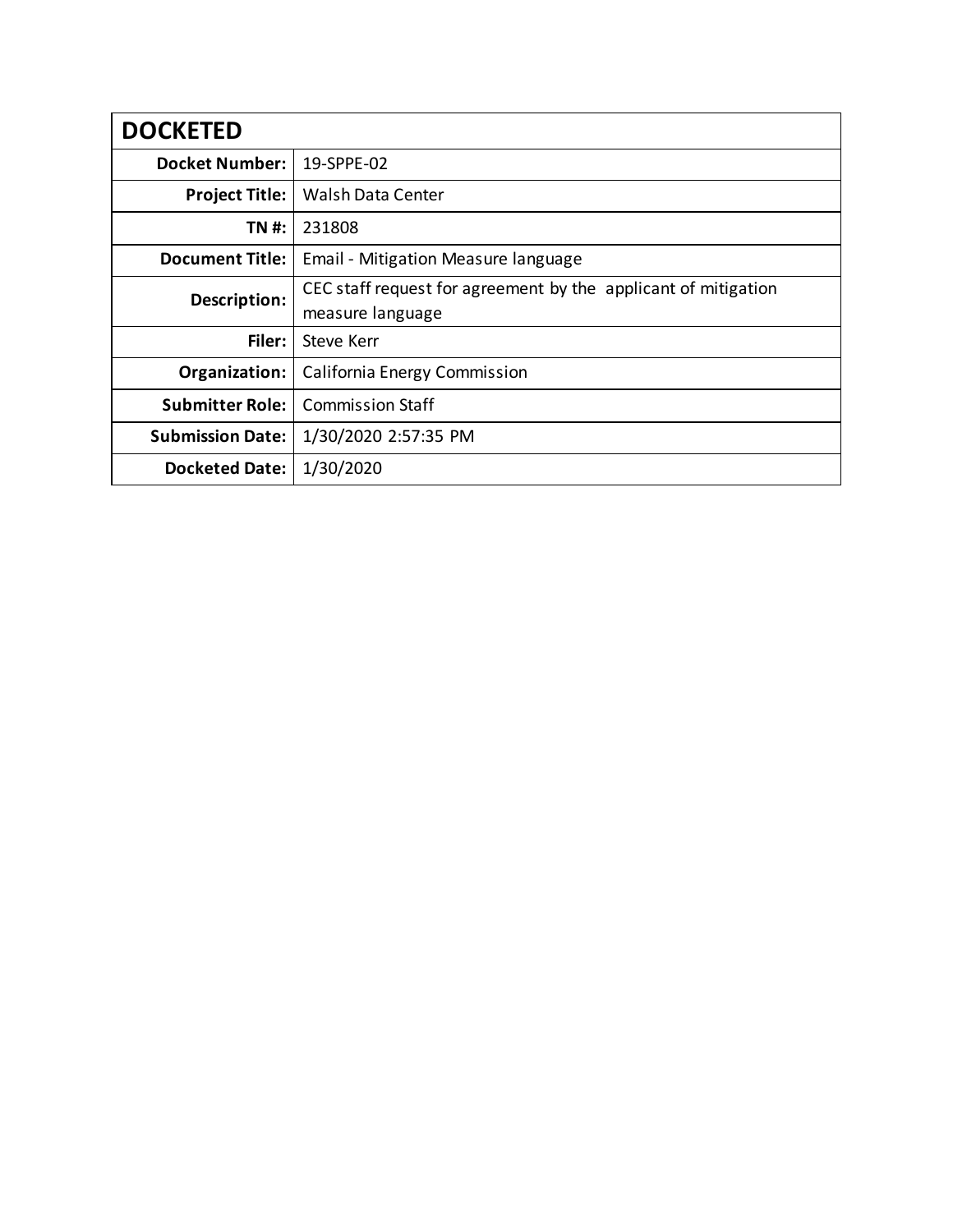| DOCKETED | |
|---|---|
| **Docket Number:** | 19-SPPE-02 |
| **Project Title:** | Walsh Data Center |
| **TN #:** | 231808 |
| **Document Title:** | Email - Mitigation Measure language |
| **Description:** | CEC staff request for agreement by the applicant of mitigation measure language |
| **Filer:** | Steve Kerr |
| **Organization:** | California Energy Commission |
| **Submitter Role:** | Commission Staff |
| **Submission Date:** | 1/30/2020 2:57:35 PM |
| **Docketed Date:** | 1/30/2020 |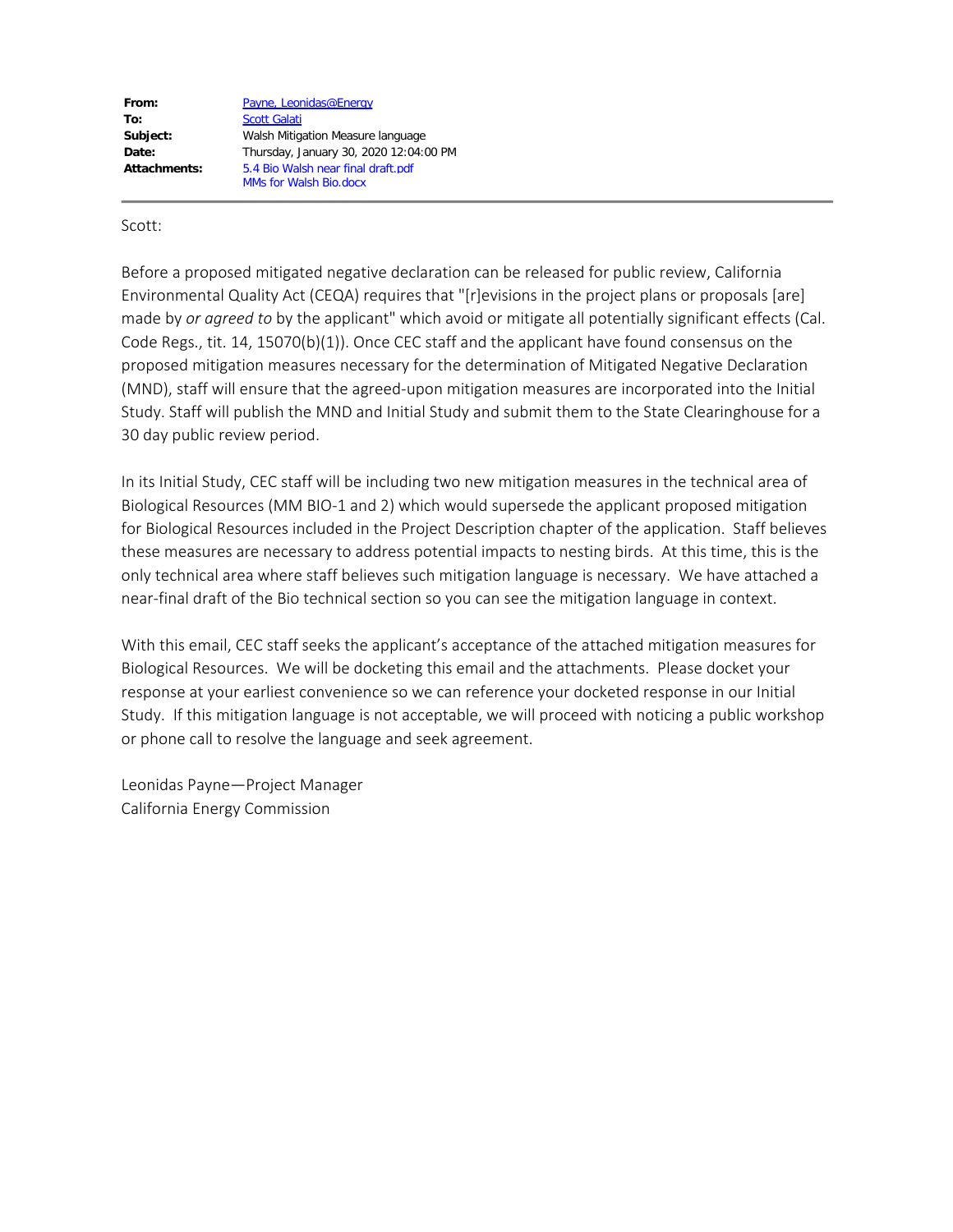| | |
|---|---|
| **From:** | Payne, Leonidas@Energy |
| **To:** | Scott Galati |
| **Subject:** | Walsh Mitigation Measure language |
| **Date:** | Thursday, January 30, 2020 12:04:00 PM |
| **Attachments:** | 5.4 Bio Walsh near final draft.pdf<br>MMs for Walsh Bio.docx |

Scott:

Before a proposed mitigated negative declaration can be released for public review, California Environmental Quality Act (CEQA) requires that "[r]evisions in the project plans or proposals [are] made by *or agreed to* by the applicant" which avoid or mitigate all potentially significant effects (Cal. Code Regs., tit. 14, 15070(b)(1)). Once CEC staff and the applicant have found consensus on the proposed mitigation measures necessary for the determination of Mitigated Negative Declaration (MND), staff will ensure that the agreed-upon mitigation measures are incorporated into the Initial Study. Staff will publish the MND and Initial Study and submit them to the State Clearinghouse for a 30 day public review period.

In its Initial Study, CEC staff will be including two new mitigation measures in the technical area of Biological Resources (MM BIO-1 and 2) which would supersede the applicant proposed mitigation for Biological Resources included in the Project Description chapter of the application. Staff believes these measures are necessary to address potential impacts to nesting birds. At this time, this is the only technical area where staff believes such mitigation language is necessary. We have attached a near-final draft of the Bio technical section so you can see the mitigation language in context.

With this email, CEC staff seeks the applicant's acceptance of the attached mitigation measures for Biological Resources. We will be docketing this email and the attachments. Please docket your response at your earliest convenience so we can reference your docketed response in our Initial Study. If this mitigation language is not acceptable, we will proceed with noticing a public workshop or phone call to resolve the language and seek agreement.

Leonidas Payne—Project Manager
California Energy Commission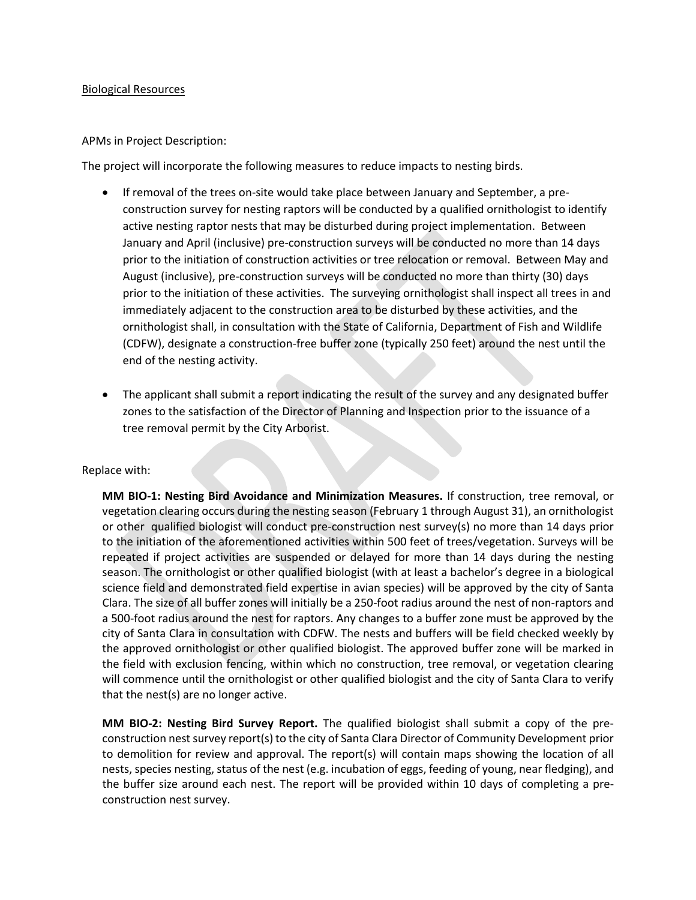Biological Resources

APMs in Project Description:

The project will incorporate the following measures to reduce impacts to nesting birds.

- If removal of the trees on-site would take place between January and September, a pre-construction survey for nesting raptors will be conducted by a qualified ornithologist to identify active nesting raptor nests that may be disturbed during project implementation. Between January and April (inclusive) pre-construction surveys will be conducted no more than 14 days prior to the initiation of construction activities or tree relocation or removal. Between May and August (inclusive), pre-construction surveys will be conducted no more than thirty (30) days prior to the initiation of these activities. The surveying ornithologist shall inspect all trees in and immediately adjacent to the construction area to be disturbed by these activities, and the ornithologist shall, in consultation with the State of California, Department of Fish and Wildlife (CDFW), designate a construction-free buffer zone (typically 250 feet) around the nest until the end of the nesting activity.

- The applicant shall submit a report indicating the result of the survey and any designated buffer zones to the satisfaction of the Director of Planning and Inspection prior to the issuance of a tree removal permit by the City Arborist.

Replace with:

**MM BIO-1: Nesting Bird Avoidance and Minimization Measures.** If construction, tree removal, or vegetation clearing occurs during the nesting season (February 1 through August 31), an ornithologist or other qualified biologist will conduct pre-construction nest survey(s) no more than 14 days prior to the initiation of the aforementioned activities within 500 feet of trees/vegetation. Surveys will be repeated if project activities are suspended or delayed for more than 14 days during the nesting season. The ornithologist or other qualified biologist (with at least a bachelor's degree in a biological science field and demonstrated field expertise in avian species) will be approved by the city of Santa Clara. The size of all buffer zones will initially be a 250-foot radius around the nest of non-raptors and a 500-foot radius around the nest for raptors. Any changes to a buffer zone must be approved by the city of Santa Clara in consultation with CDFW. The nests and buffers will be field checked weekly by the approved ornithologist or other qualified biologist. The approved buffer zone will be marked in the field with exclusion fencing, within which no construction, tree removal, or vegetation clearing will commence until the ornithologist or other qualified biologist and the city of Santa Clara to verify that the nest(s) are no longer active.

**MM BIO-2: Nesting Bird Survey Report.** The qualified biologist shall submit a copy of the pre-construction nest survey report(s) to the city of Santa Clara Director of Community Development prior to demolition for review and approval. The report(s) will contain maps showing the location of all nests, species nesting, status of the nest (e.g. incubation of eggs, feeding of young, near fledging), and the buffer size around each nest. The report will be provided within 10 days of completing a pre-construction nest survey.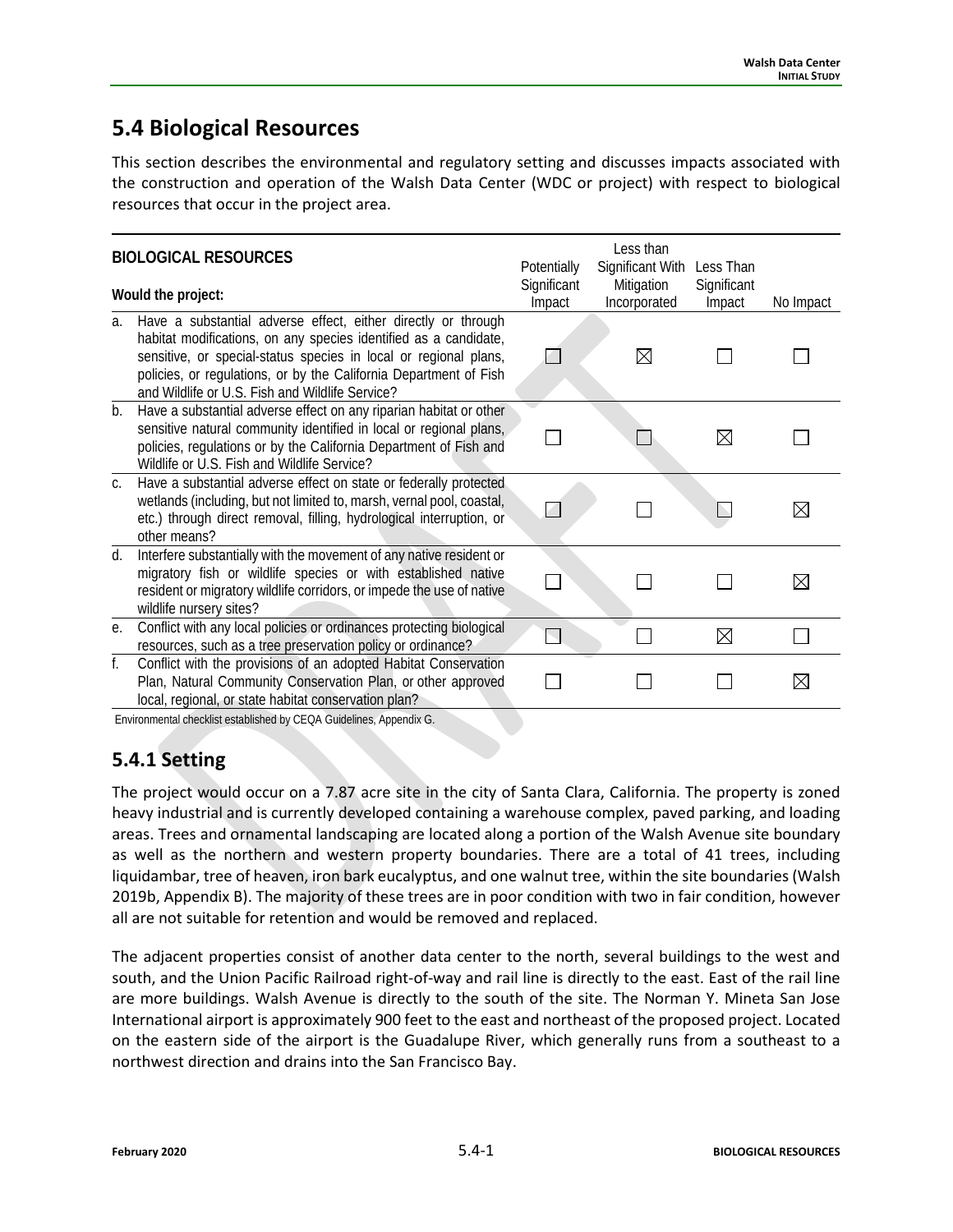## 5.4 Biological Resources

This section describes the environmental and regulatory setting and discusses impacts associated with the construction and operation of the Walsh Data Center (WDC or project) with respect to biological resources that occur in the project area.

| BIOLOGICAL RESOURCES<br><br>Would the project: | Potentially Significant Impact | Less than Significant With Mitigation Incorporated | Less Than Significant Impact | No Impact |
|---|---|---|---|---|
| a. Have a substantial adverse effect, either directly or through habitat modifications, on any species identified as a candidate, sensitive, or special-status species in local or regional plans, policies, or regulations, or by the California Department of Fish and Wildlife or U.S. Fish and Wildlife Service? | ☐ | ☒ | ☐ | ☐ |
| b. Have a substantial adverse effect on any riparian habitat or other sensitive natural community identified in local or regional plans, policies, regulations or by the California Department of Fish and Wildlife or U.S. Fish and Wildlife Service? | ☐ | ☐ | ☒ | ☐ |
| c. Have a substantial adverse effect on state or federally protected wetlands (including, but not limited to, marsh, vernal pool, coastal, etc.) through direct removal, filling, hydrological interruption, or other means? | ☐ | ☐ | ☐ | ☒ |
| d. Interfere substantially with the movement of any native resident or migratory fish or wildlife species or with established native resident or migratory wildlife corridors, or impede the use of native wildlife nursery sites? | ☐ | ☐ | ☐ | ☒ |
| e. Conflict with any local policies or ordinances protecting biological resources, such as a tree preservation policy or ordinance? | ☐ | ☐ | ☒ | ☐ |
| f. Conflict with the provisions of an adopted Habitat Conservation Plan, Natural Community Conservation Plan, or other approved local, regional, or state habitat conservation plan? | ☐ | ☐ | ☐ | ☒ |

Environmental checklist established by CEQA Guidelines, Appendix G.

### 5.4.1 Setting

The project would occur on a 7.87 acre site in the city of Santa Clara, California. The property is zoned heavy industrial and is currently developed containing a warehouse complex, paved parking, and loading areas. Trees and ornamental landscaping are located along a portion of the Walsh Avenue site boundary as well as the northern and western property boundaries. There are a total of 41 trees, including liquidambar, tree of heaven, iron bark eucalyptus, and one walnut tree, within the site boundaries (Walsh 2019b, Appendix B). The majority of these trees are in poor condition with two in fair condition, however all are not suitable for retention and would be removed and replaced.

The adjacent properties consist of another data center to the north, several buildings to the west and south, and the Union Pacific Railroad right-of-way and rail line is directly to the east. East of the rail line are more buildings. Walsh Avenue is directly to the south of the site. The Norman Y. Mineta San Jose International airport is approximately 900 feet to the east and northeast of the proposed project. Located on the eastern side of the airport is the Guadalupe River, which generally runs from a southeast to a northwest direction and drains into the San Francisco Bay.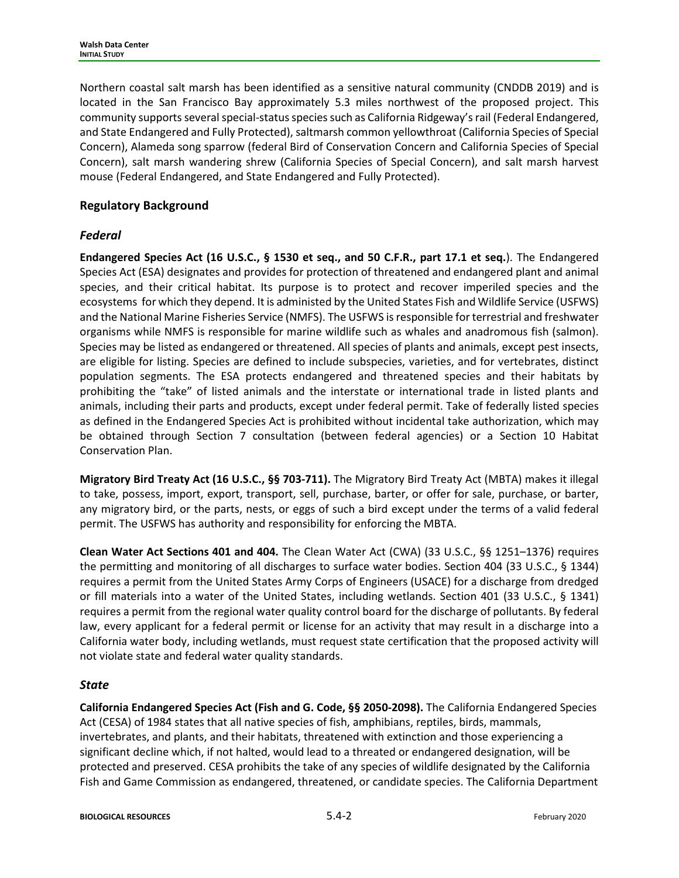Northern coastal salt marsh has been identified as a sensitive natural community (CNDDB 2019) and is located in the San Francisco Bay approximately 5.3 miles northwest of the proposed project. This community supports several special-status species such as California Ridgeway's rail (Federal Endangered, and State Endangered and Fully Protected), saltmarsh common yellowthroat (California Species of Special Concern), Alameda song sparrow (federal Bird of Conservation Concern and California Species of Special Concern), salt marsh wandering shrew (California Species of Special Concern), and salt marsh harvest mouse (Federal Endangered, and State Endangered and Fully Protected).

## Regulatory Background

### *Federal*

**Endangered Species Act (16 U.S.C., § 1530 et seq., and 50 C.F.R., part 17.1 et seq.**). The Endangered Species Act (ESA) designates and provides for protection of threatened and endangered plant and animal species, and their critical habitat. Its purpose is to protect and recover imperiled species and the ecosystems for which they depend. It is administered by the United States Fish and Wildlife Service (USFWS) and the National Marine Fisheries Service (NMFS). The USFWS is responsible for terrestrial and freshwater organisms while NMFS is responsible for marine wildlife such as whales and anadromous fish (salmon). Species may be listed as endangered or threatened. All species of plants and animals, except pest insects, are eligible for listing. Species are defined to include subspecies, varieties, and for vertebrates, distinct population segments. The ESA protects endangered and threatened species and their habitats by prohibiting the "take" of listed animals and the interstate or international trade in listed plants and animals, including their parts and products, except under federal permit. Take of federally listed species as defined in the Endangered Species Act is prohibited without incidental take authorization, which may be obtained through Section 7 consultation (between federal agencies) or a Section 10 Habitat Conservation Plan.

**Migratory Bird Treaty Act (16 U.S.C., §§ 703-711).** The Migratory Bird Treaty Act (MBTA) makes it illegal to take, possess, import, export, transport, sell, purchase, barter, or offer for sale, purchase, or barter, any migratory bird, or the parts, nests, or eggs of such a bird except under the terms of a valid federal permit. The USFWS has authority and responsibility for enforcing the MBTA.

**Clean Water Act Sections 401 and 404.** The Clean Water Act (CWA) (33 U.S.C., §§ 1251–1376) requires the permitting and monitoring of all discharges to surface water bodies. Section 404 (33 U.S.C., § 1344) requires a permit from the United States Army Corps of Engineers (USACE) for a discharge from dredged or fill materials into a water of the United States, including wetlands. Section 401 (33 U.S.C., § 1341) requires a permit from the regional water quality control board for the discharge of pollutants. By federal law, every applicant for a federal permit or license for an activity that may result in a discharge into a California water body, including wetlands, must request state certification that the proposed activity will not violate state and federal water quality standards.

### *State*

**California Endangered Species Act (Fish and G. Code, §§ 2050-2098).** The California Endangered Species Act (CESA) of 1984 states that all native species of fish, amphibians, reptiles, birds, mammals, invertebrates, and plants, and their habitats, threatened with extinction and those experiencing a significant decline which, if not halted, would lead to a threated or endangered designation, will be protected and preserved. CESA prohibits the take of any species of wildlife designated by the California Fish and Game Commission as endangered, threatened, or candidate species. The California Department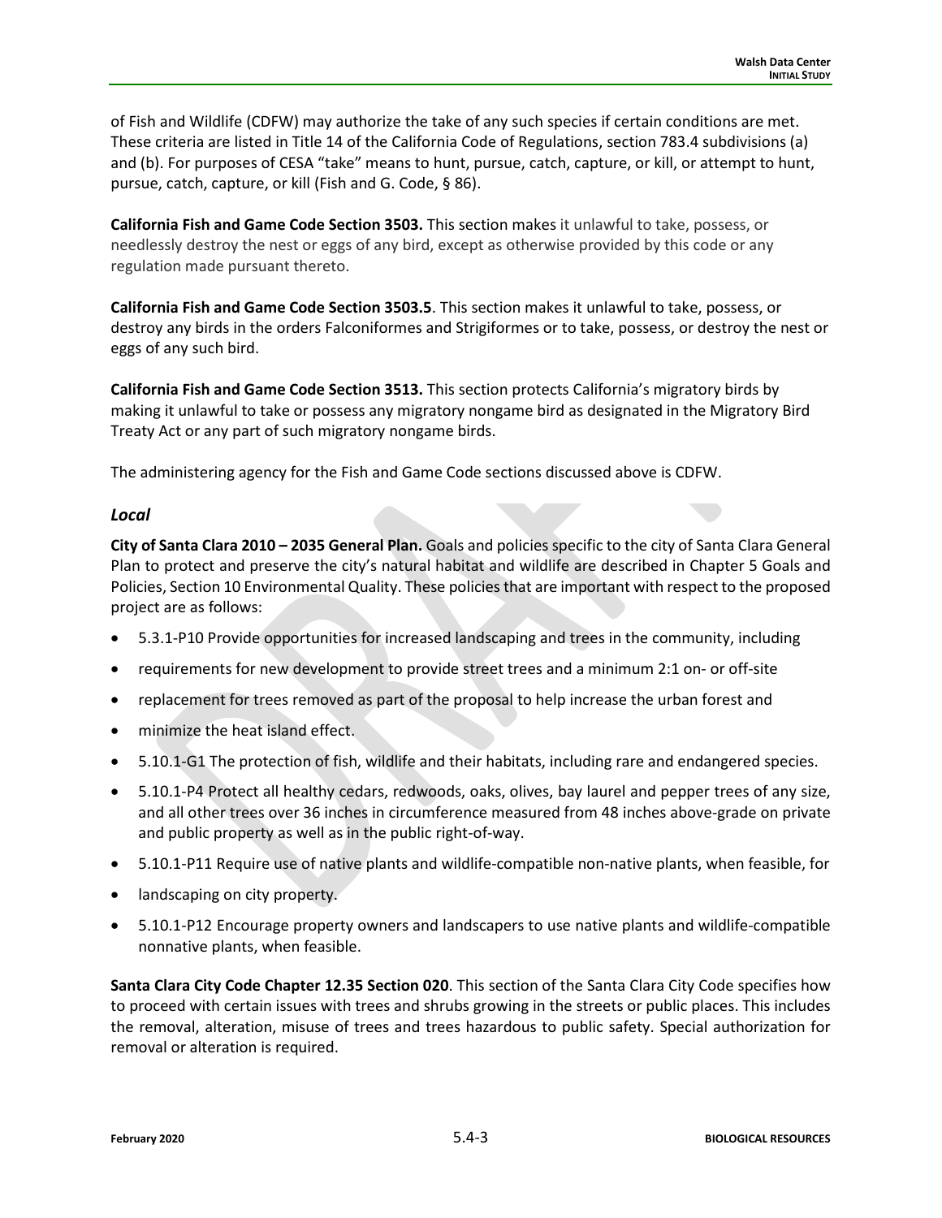of Fish and Wildlife (CDFW) may authorize the take of any such species if certain conditions are met. These criteria are listed in Title 14 of the California Code of Regulations, section 783.4 subdivisions (a) and (b). For purposes of CESA "take" means to hunt, pursue, catch, capture, or kill, or attempt to hunt, pursue, catch, capture, or kill (Fish and G. Code, § 86).

**California Fish and Game Code Section 3503.** This section makes it unlawful to take, possess, or needlessly destroy the nest or eggs of any bird, except as otherwise provided by this code or any regulation made pursuant thereto.

**California Fish and Game Code Section 3503.5**. This section makes it unlawful to take, possess, or destroy any birds in the orders Falconiformes and Strigiformes or to take, possess, or destroy the nest or eggs of any such bird.

**California Fish and Game Code Section 3513.** This section protects California's migratory birds by making it unlawful to take or possess any migratory nongame bird as designated in the Migratory Bird Treaty Act or any part of such migratory nongame birds.

The administering agency for the Fish and Game Code sections discussed above is CDFW.

### *Local*

**City of Santa Clara 2010 – 2035 General Plan.** Goals and policies specific to the city of Santa Clara General Plan to protect and preserve the city's natural habitat and wildlife are described in Chapter 5 Goals and Policies, Section 10 Environmental Quality. These policies that are important with respect to the proposed project are as follows:

- 5.3.1-P10 Provide opportunities for increased landscaping and trees in the community, including
- requirements for new development to provide street trees and a minimum 2:1 on- or off-site
- replacement for trees removed as part of the proposal to help increase the urban forest and
- minimize the heat island effect.
- 5.10.1-G1 The protection of fish, wildlife and their habitats, including rare and endangered species.
- 5.10.1-P4 Protect all healthy cedars, redwoods, oaks, olives, bay laurel and pepper trees of any size, and all other trees over 36 inches in circumference measured from 48 inches above-grade on private and public property as well as in the public right-of-way.
- 5.10.1-P11 Require use of native plants and wildlife-compatible non-native plants, when feasible, for
- landscaping on city property.
- 5.10.1-P12 Encourage property owners and landscapers to use native plants and wildlife-compatible nonnative plants, when feasible.

**Santa Clara City Code Chapter 12.35 Section 020**. This section of the Santa Clara City Code specifies how to proceed with certain issues with trees and shrubs growing in the streets or public places. This includes the removal, alteration, misuse of trees and trees hazardous to public safety. Special authorization for removal or alteration is required.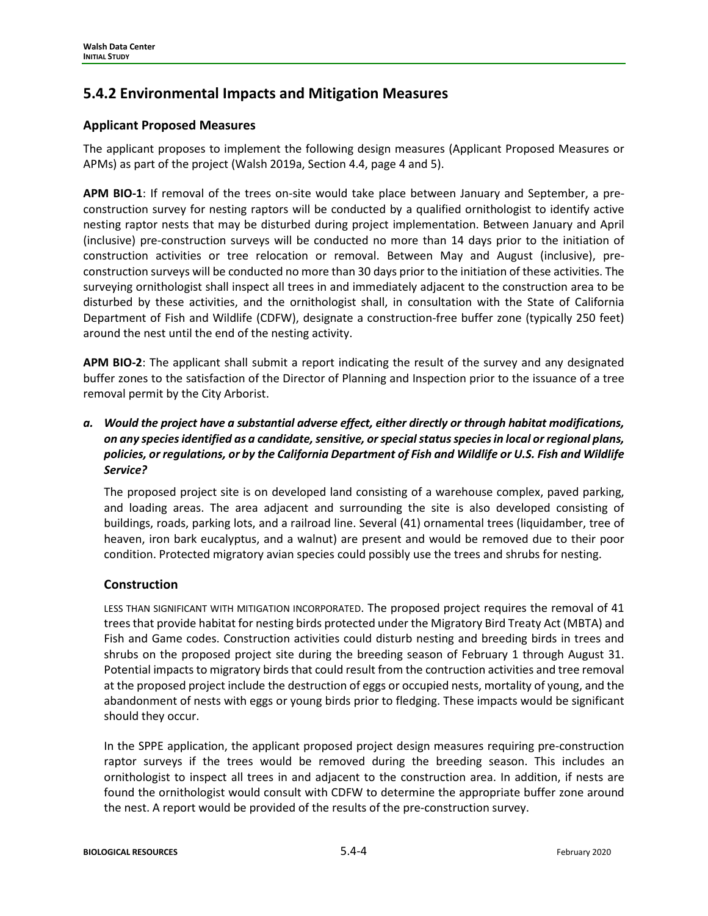## 5.4.2 Environmental Impacts and Mitigation Measures

### Applicant Proposed Measures

The applicant proposes to implement the following design measures (Applicant Proposed Measures or APMs) as part of the project (Walsh 2019a, Section 4.4, page 4 and 5).

**APM BIO-1**: If removal of the trees on-site would take place between January and September, a pre-construction survey for nesting raptors will be conducted by a qualified ornithologist to identify active nesting raptor nests that may be disturbed during project implementation. Between January and April (inclusive) pre-construction surveys will be conducted no more than 14 days prior to the initiation of construction activities or tree relocation or removal. Between May and August (inclusive), pre-construction surveys will be conducted no more than 30 days prior to the initiation of these activities. The surveying ornithologist shall inspect all trees in and immediately adjacent to the construction area to be disturbed by these activities, and the ornithologist shall, in consultation with the State of California Department of Fish and Wildlife (CDFW), designate a construction-free buffer zone (typically 250 feet) around the nest until the end of the nesting activity.

**APM BIO-2**: The applicant shall submit a report indicating the result of the survey and any designated buffer zones to the satisfaction of the Director of Planning and Inspection prior to the issuance of a tree removal permit by the City Arborist.

***a. Would the project have a substantial adverse effect, either directly or through habitat modifications, on any species identified as a candidate, sensitive, or special status species in local or regional plans, policies, or regulations, or by the California Department of Fish and Wildlife or U.S. Fish and Wildlife Service?***

The proposed project site is on developed land consisting of a warehouse complex, paved parking, and loading areas. The area adjacent and surrounding the site is also developed consisting of buildings, roads, parking lots, and a railroad line. Several (41) ornamental trees (liquidamber, tree of heaven, iron bark eucalyptus, and a walnut) are present and would be removed due to their poor condition. Protected migratory avian species could possibly use the trees and shrubs for nesting.

### Construction

LESS THAN SIGNIFICANT WITH MITIGATION INCORPORATED. The proposed project requires the removal of 41 trees that provide habitat for nesting birds protected under the Migratory Bird Treaty Act (MBTA) and Fish and Game codes. Construction activities could disturb nesting and breeding birds in trees and shrubs on the proposed project site during the breeding season of February 1 through August 31. Potential impacts to migratory birds that could result from the contruction activities and tree removal at the proposed project include the destruction of eggs or occupied nests, mortality of young, and the abandonment of nests with eggs or young birds prior to fledging. These impacts would be significant should they occur.

In the SPPE application, the applicant proposed project design measures requiring pre-construction raptor surveys if the trees would be removed during the breeding season. This includes an ornithologist to inspect all trees in and adjacent to the construction area. In addition, if nests are found the ornithologist would consult with CDFW to determine the appropriate buffer zone around the nest. A report would be provided of the results of the pre-construction survey.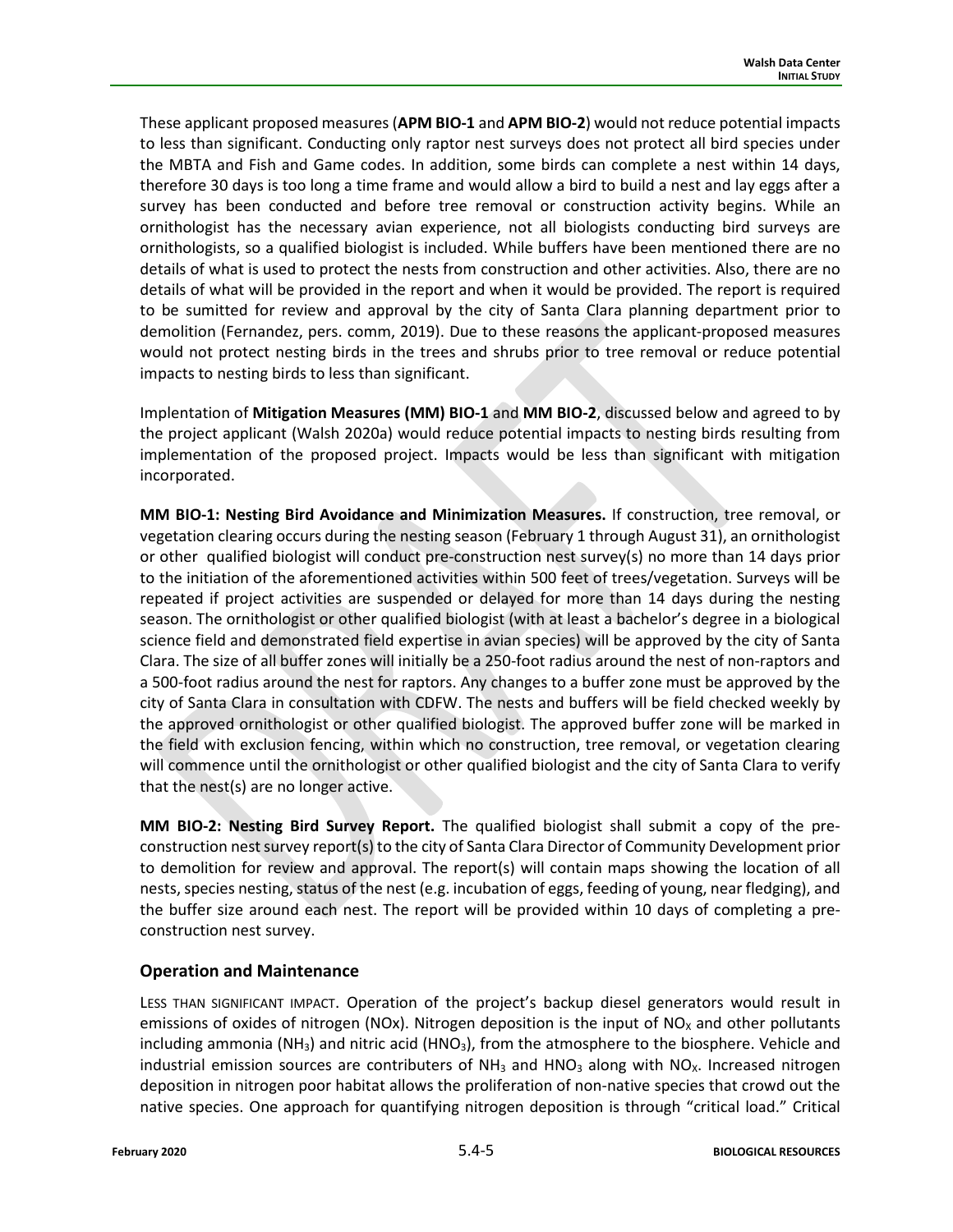These applicant proposed measures (**APM BIO-1** and **APM BIO-2**) would not reduce potential impacts to less than significant. Conducting only raptor nest surveys does not protect all bird species under the MBTA and Fish and Game codes. In addition, some birds can complete a nest within 14 days, therefore 30 days is too long a time frame and would allow a bird to build a nest and lay eggs after a survey has been conducted and before tree removal or construction activity begins. While an ornithologist has the necessary avian experience, not all biologists conducting bird surveys are ornithologists, so a qualified biologist is included. While buffers have been mentioned there are no details of what is used to protect the nests from construction and other activities. Also, there are no details of what will be provided in the report and when it would be provided. The report is required to be sumitted for review and approval by the city of Santa Clara planning department prior to demolition (Fernandez, pers. comm, 2019). Due to these reasons the applicant-proposed measures would not protect nesting birds in the trees and shrubs prior to tree removal or reduce potential impacts to nesting birds to less than significant.

Implementation of **Mitigation Measures (MM) BIO-1** and **MM BIO-2**, discussed below and agreed to by the project applicant (Walsh 2020a) would reduce potential impacts to nesting birds resulting from implementation of the proposed project. Impacts would be less than significant with mitigation incorporated.

**MM BIO-1: Nesting Bird Avoidance and Minimization Measures.** If construction, tree removal, or vegetation clearing occurs during the nesting season (February 1 through August 31), an ornithologist or other qualified biologist will conduct pre-construction nest survey(s) no more than 14 days prior to the initiation of the aforementioned activities within 500 feet of trees/vegetation. Surveys will be repeated if project activities are suspended or delayed for more than 14 days during the nesting season. The ornithologist or other qualified biologist (with at least a bachelor's degree in a biological science field and demonstrated field expertise in avian species) will be approved by the city of Santa Clara. The size of all buffer zones will initially be a 250-foot radius around the nest of non-raptors and a 500-foot radius around the nest for raptors. Any changes to a buffer zone must be approved by the city of Santa Clara in consultation with CDFW. The nests and buffers will be field checked weekly by the approved ornithologist or other qualified biologist. The approved buffer zone will be marked in the field with exclusion fencing, within which no construction, tree removal, or vegetation clearing will commence until the ornithologist or other qualified biologist and the city of Santa Clara to verify that the nest(s) are no longer active.

**MM BIO-2: Nesting Bird Survey Report.** The qualified biologist shall submit a copy of the pre-construction nest survey report(s) to the city of Santa Clara Director of Community Development prior to demolition for review and approval. The report(s) will contain maps showing the location of all nests, species nesting, status of the nest (e.g. incubation of eggs, feeding of young, near fledging), and the buffer size around each nest. The report will be provided within 10 days of completing a pre-construction nest survey.

### Operation and Maintenance

LESS THAN SIGNIFICANT IMPACT. Operation of the project's backup diesel generators would result in emissions of oxides of nitrogen (NOx). Nitrogen deposition is the input of $NO_X$ and other pollutants including ammonia ($NH_3$) and nitric acid ($HNO_3$), from the atmosphere to the biosphere. Vehicle and industrial emission sources are contributers of $NH_3$ and $HNO_3$ along with $NO_X$. Increased nitrogen deposition in nitrogen poor habitat allows the proliferation of non-native species that crowd out the native species. One approach for quantifying nitrogen deposition is through "critical load." Critical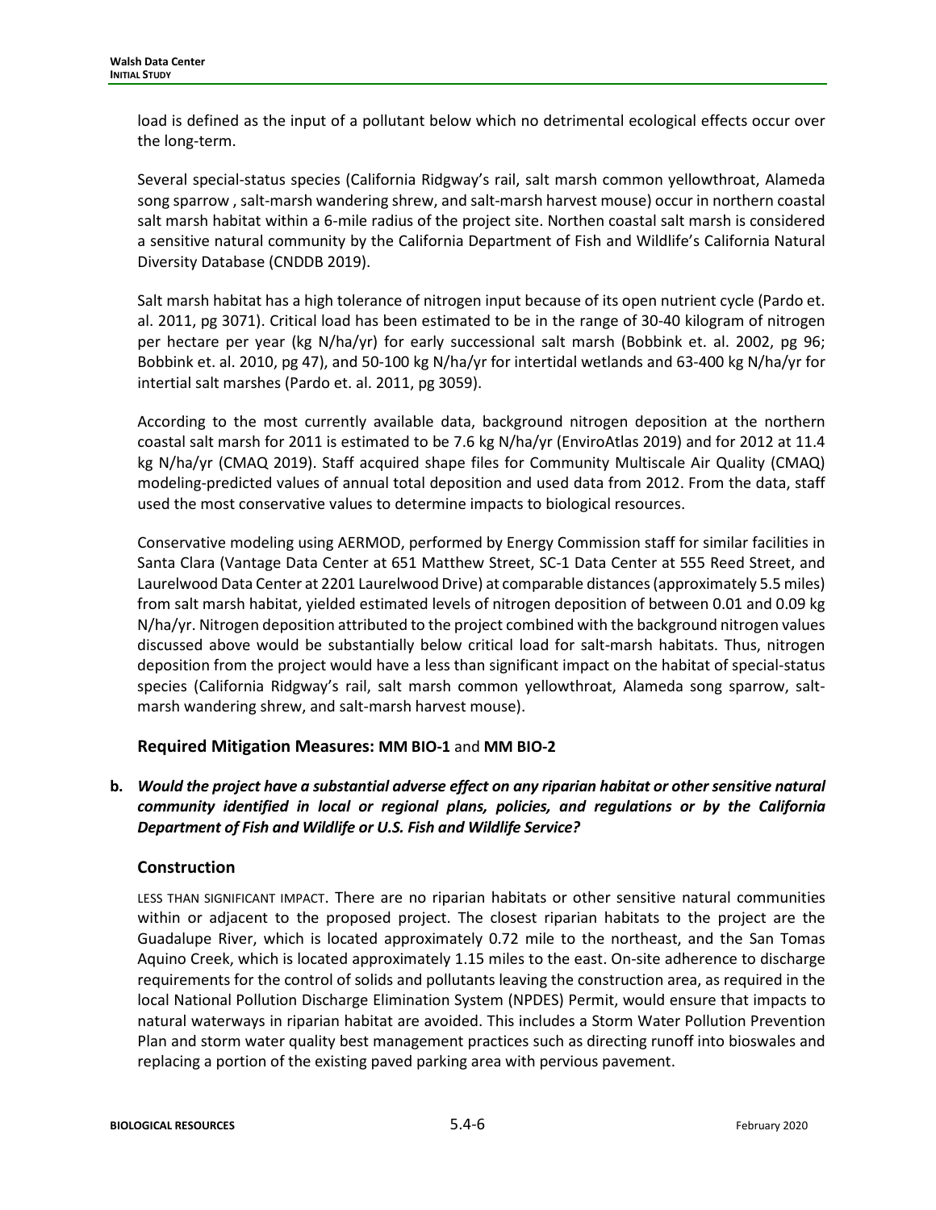load is defined as the input of a pollutant below which no detrimental ecological effects occur over the long-term.

Several special-status species (California Ridgway's rail, salt marsh common yellowthroat, Alameda song sparrow , salt-marsh wandering shrew, and salt-marsh harvest mouse) occur in northern coastal salt marsh habitat within a 6-mile radius of the project site. Northen coastal salt marsh is considered a sensitive natural community by the California Department of Fish and Wildlife's California Natural Diversity Database (CNDDB 2019).

Salt marsh habitat has a high tolerance of nitrogen input because of its open nutrient cycle (Pardo et. al. 2011, pg 3071). Critical load has been estimated to be in the range of 30-40 kilogram of nitrogen per hectare per year (kg N/ha/yr) for early successional salt marsh (Bobbink et. al. 2002, pg 96; Bobbink et. al. 2010, pg 47), and 50-100 kg N/ha/yr for intertidal wetlands and 63-400 kg N/ha/yr for intertial salt marshes (Pardo et. al. 2011, pg 3059).

According to the most currently available data, background nitrogen deposition at the northern coastal salt marsh for 2011 is estimated to be 7.6 kg N/ha/yr (EnviroAtlas 2019) and for 2012 at 11.4 kg N/ha/yr (CMAQ 2019). Staff acquired shape files for Community Multiscale Air Quality (CMAQ) modeling-predicted values of annual total deposition and used data from 2012. From the data, staff used the most conservative values to determine impacts to biological resources.

Conservative modeling using AERMOD, performed by Energy Commission staff for similar facilities in Santa Clara (Vantage Data Center at 651 Matthew Street, SC-1 Data Center at 555 Reed Street, and Laurelwood Data Center at 2201 Laurelwood Drive) at comparable distances (approximately 5.5 miles) from salt marsh habitat, yielded estimated levels of nitrogen deposition of between 0.01 and 0.09 kg N/ha/yr. Nitrogen deposition attributed to the project combined with the background nitrogen values discussed above would be substantially below critical load for salt-marsh habitats. Thus, nitrogen deposition from the project would have a less than significant impact on the habitat of special-status species (California Ridgway's rail, salt marsh common yellowthroat, Alameda song sparrow, salt-marsh wandering shrew, and salt-marsh harvest mouse).

### Required Mitigation Measures: MM BIO-1 and MM BIO-2

**b. *Would the project have a substantial adverse effect on any riparian habitat or other sensitive natural community identified in local or regional plans, policies, and regulations or by the California Department of Fish and Wildlife or U.S. Fish and Wildlife Service?***

### Construction

LESS THAN SIGNIFICANT IMPACT. There are no riparian habitats or other sensitive natural communities within or adjacent to the proposed project. The closest riparian habitats to the project are the Guadalupe River, which is located approximately 0.72 mile to the northeast, and the San Tomas Aquino Creek, which is located approximately 1.15 miles to the east. On-site adherence to discharge requirements for the control of solids and pollutants leaving the construction area, as required in the local National Pollution Discharge Elimination System (NPDES) Permit, would ensure that impacts to natural waterways in riparian habitat are avoided. This includes a Storm Water Pollution Prevention Plan and storm water quality best management practices such as directing runoff into bioswales and replacing a portion of the existing paved parking area with pervious pavement.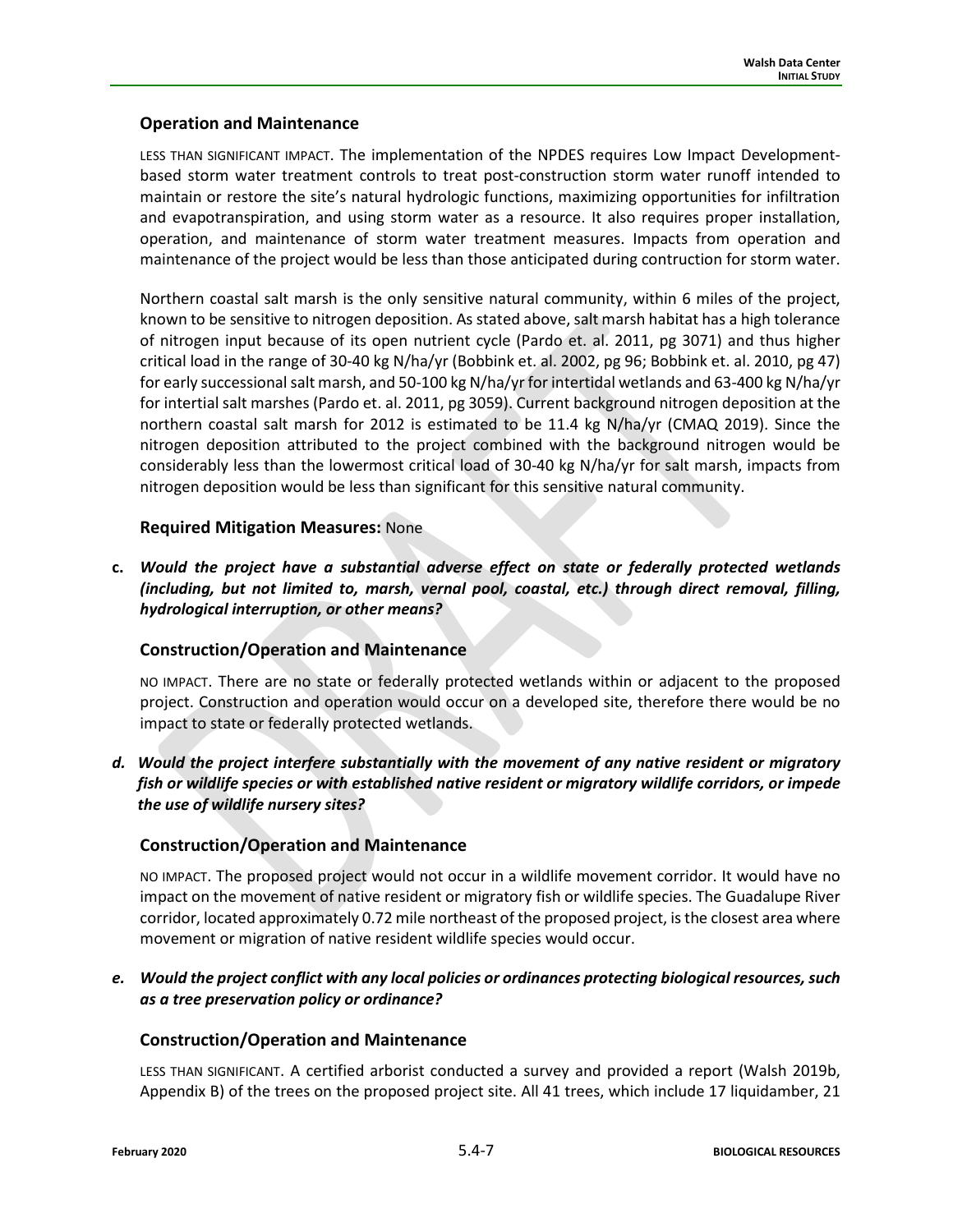### Operation and Maintenance

LESS THAN SIGNIFICANT IMPACT. The implementation of the NPDES requires Low Impact Development-based storm water treatment controls to treat post-construction storm water runoff intended to maintain or restore the site's natural hydrologic functions, maximizing opportunities for infiltration and evapotranspiration, and using storm water as a resource. It also requires proper installation, operation, and maintenance of storm water treatment measures. Impacts from operation and maintenance of the project would be less than those anticipated during contruction for storm water.

Northern coastal salt marsh is the only sensitive natural community, within 6 miles of the project, known to be sensitive to nitrogen deposition. As stated above, salt marsh habitat has a high tolerance of nitrogen input because of its open nutrient cycle (Pardo et. al. 2011, pg 3071) and thus higher critical load in the range of 30-40 kg N/ha/yr (Bobbink et. al. 2002, pg 96; Bobbink et. al. 2010, pg 47) for early successional salt marsh, and 50-100 kg N/ha/yr for intertidal wetlands and 63-400 kg N/ha/yr for intertial salt marshes (Pardo et. al. 2011, pg 3059). Current background nitrogen deposition at the northern coastal salt marsh for 2012 is estimated to be 11.4 kg N/ha/yr (CMAQ 2019). Since the nitrogen deposition attributed to the project combined with the background nitrogen would be considerably less than the lowermost critical load of 30-40 kg N/ha/yr for salt marsh, impacts from nitrogen deposition would be less than significant for this sensitive natural community.

**Required Mitigation Measures:** None

**c.** ***Would the project have a substantial adverse effect on state or federally protected wetlands (including, but not limited to, marsh, vernal pool, coastal, etc.) through direct removal, filling, hydrological interruption, or other means?***

### Construction/Operation and Maintenance

NO IMPACT. There are no state or federally protected wetlands within or adjacent to the proposed project. Construction and operation would occur on a developed site, therefore there would be no impact to state or federally protected wetlands.

***d. Would the project interfere substantially with the movement of any native resident or migratory fish or wildlife species or with established native resident or migratory wildlife corridors, or impede the use of wildlife nursery sites?***

### Construction/Operation and Maintenance

NO IMPACT. The proposed project would not occur in a wildlife movement corridor. It would have no impact on the movement of native resident or migratory fish or wildlife species. The Guadalupe River corridor, located approximately 0.72 mile northeast of the proposed project, is the closest area where movement or migration of native resident wildlife species would occur.

***e. Would the project conflict with any local policies or ordinances protecting biological resources, such as a tree preservation policy or ordinance?***

### Construction/Operation and Maintenance

LESS THAN SIGNIFICANT. A certified arborist conducted a survey and provided a report (Walsh 2019b, Appendix B) of the trees on the proposed project site. All 41 trees, which include 17 liquidamber, 21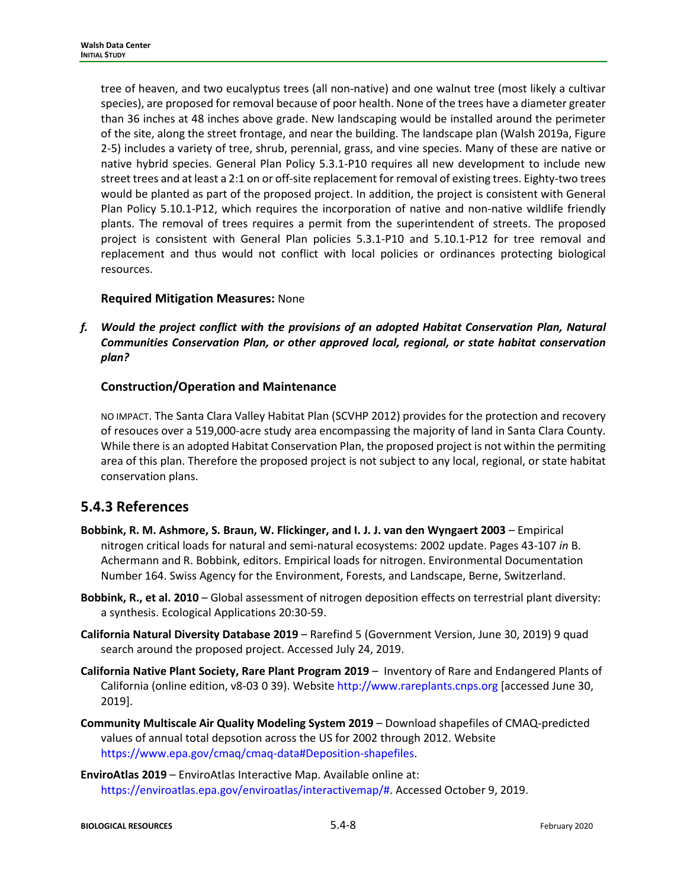tree of heaven, and two eucalyptus trees (all non-native) and one walnut tree (most likely a cultivar species), are proposed for removal because of poor health. None of the trees have a diameter greater than 36 inches at 48 inches above grade. New landscaping would be installed around the perimeter of the site, along the street frontage, and near the building. The landscape plan (Walsh 2019a, Figure 2-5) includes a variety of tree, shrub, perennial, grass, and vine species. Many of these are native or native hybrid species. General Plan Policy 5.3.1-P10 requires all new development to include new street trees and at least a 2:1 on or off-site replacement for removal of existing trees. Eighty-two trees would be planted as part of the proposed project. In addition, the project is consistent with General Plan Policy 5.10.1-P12, which requires the incorporation of native and non-native wildlife friendly plants. The removal of trees requires a permit from the superintendent of streets. The proposed project is consistent with General Plan policies 5.3.1-P10 and 5.10.1-P12 for tree removal and replacement and thus would not conflict with local policies or ordinances protecting biological resources.

**Required Mitigation Measures:** None

***f. Would the project conflict with the provisions of an adopted Habitat Conservation Plan, Natural Communities Conservation Plan, or other approved local, regional, or state habitat conservation plan?***

**Construction/Operation and Maintenance**

NO IMPACT. The Santa Clara Valley Habitat Plan (SCVHP 2012) provides for the protection and recovery of resouces over a 519,000-acre study area encompassing the majority of land in Santa Clara County. While there is an adopted Habitat Conservation Plan, the proposed project is not within the permiting area of this plan. Therefore the proposed project is not subject to any local, regional, or state habitat conservation plans.

## 5.4.3 References

**Bobbink, R. M. Ashmore, S. Braun, W. Flickinger, and I. J. J. van den Wyngaert 2003** – Empirical nitrogen critical loads for natural and semi-natural ecosystems: 2002 update. Pages 43-107 *in* B. Achermann and R. Bobbink, editors. Empirical loads for nitrogen. Environmental Documentation Number 164. Swiss Agency for the Environment, Forests, and Landscape, Berne, Switzerland.

**Bobbink, R., et al. 2010** – Global assessment of nitrogen deposition effects on terrestrial plant diversity: a synthesis. Ecological Applications 20:30-59.

**California Natural Diversity Database 2019** – Rarefind 5 (Government Version, June 30, 2019) 9 quad search around the proposed project. Accessed July 24, 2019.

**California Native Plant Society, Rare Plant Program 2019** – Inventory of Rare and Endangered Plants of California (online edition, v8-03 0 39). Website http://www.rareplants.cnps.org [accessed June 30, 2019].

**Community Multiscale Air Quality Modeling System 2019** – Download shapefiles of CMAQ-predicted values of annual total depsotion across the US for 2002 through 2012. Website https://www.epa.gov/cmaq/cmaq-data#Deposition-shapefiles.

**EnviroAtlas 2019** – EnviroAtlas Interactive Map. Available online at: https://enviroatlas.epa.gov/enviroatlas/interactivemap/#. Accessed October 9, 2019.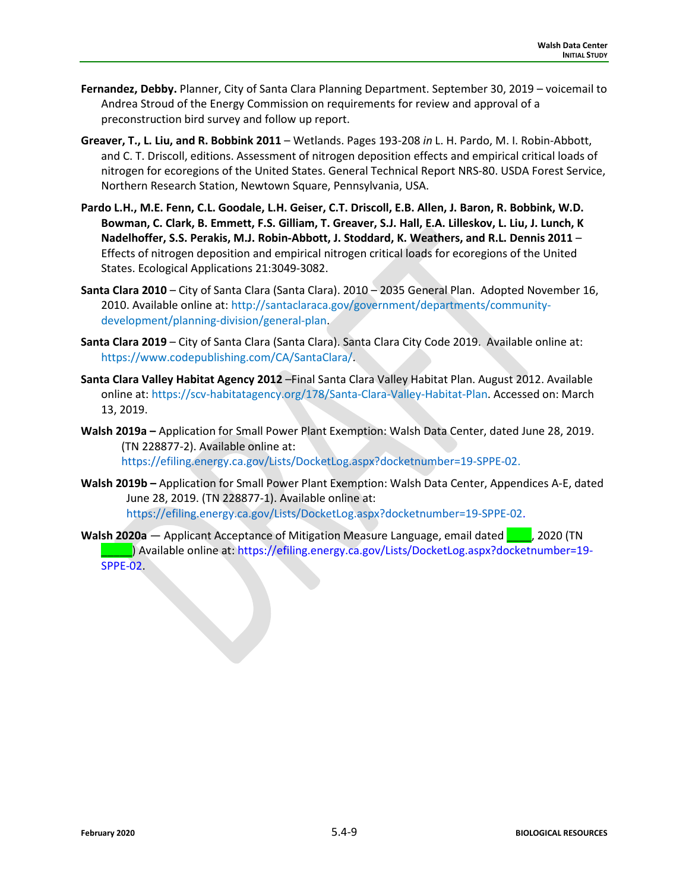**Fernandez, Debby.** Planner, City of Santa Clara Planning Department. September 30, 2019 – voicemail to Andrea Stroud of the Energy Commission on requirements for review and approval of a preconstruction bird survey and follow up report.

**Greaver, T., L. Liu, and R. Bobbink 2011** – Wetlands. Pages 193-208 *in* L. H. Pardo, M. I. Robin-Abbott, and C. T. Driscoll, editions. Assessment of nitrogen deposition effects and empirical critical loads of nitrogen for ecoregions of the United States. General Technical Report NRS-80. USDA Forest Service, Northern Research Station, Newtown Square, Pennsylvania, USA.

**Pardo L.H., M.E. Fenn, C.L. Goodale, L.H. Geiser, C.T. Driscoll, E.B. Allen, J. Baron, R. Bobbink, W.D. Bowman, C. Clark, B. Emmett, F.S. Gilliam, T. Greaver, S.J. Hall, E.A. Lilleskov, L. Liu, J. Lunch, K Nadelhoffer, S.S. Perakis, M.J. Robin-Abbott, J. Stoddard, K. Weathers, and R.L. Dennis 2011** – Effects of nitrogen deposition and empirical nitrogen critical loads for ecoregions of the United States. Ecological Applications 21:3049-3082.

**Santa Clara 2010** – City of Santa Clara (Santa Clara). 2010 – 2035 General Plan. Adopted November 16, 2010. Available online at: http://santaclaraca.gov/government/departments/community-development/planning-division/general-plan.

**Santa Clara 2019** – City of Santa Clara (Santa Clara). Santa Clara City Code 2019. Available online at: https://www.codepublishing.com/CA/SantaClara/.

**Santa Clara Valley Habitat Agency 2012** –Final Santa Clara Valley Habitat Plan. August 2012. Available online at: https://scv-habitatagency.org/178/Santa-Clara-Valley-Habitat-Plan. Accessed on: March 13, 2019.

**Walsh 2019a –** Application for Small Power Plant Exemption: Walsh Data Center, dated June 28, 2019. (TN 228877-2). Available online at: https://efiling.energy.ca.gov/Lists/DocketLog.aspx?docketnumber=19-SPPE-02.

**Walsh 2019b –** Application for Small Power Plant Exemption: Walsh Data Center, Appendices A-E, dated June 28, 2019. (TN 228877-1). Available online at: https://efiling.energy.ca.gov/Lists/DocketLog.aspx?docketnumber=19-SPPE-02.

**Walsh 2020a** — Applicant Acceptance of Mitigation Measure Language, email dated ____, 2020 (TN _____) Available online at: https://efiling.energy.ca.gov/Lists/DocketLog.aspx?docketnumber=19-SPPE-02.